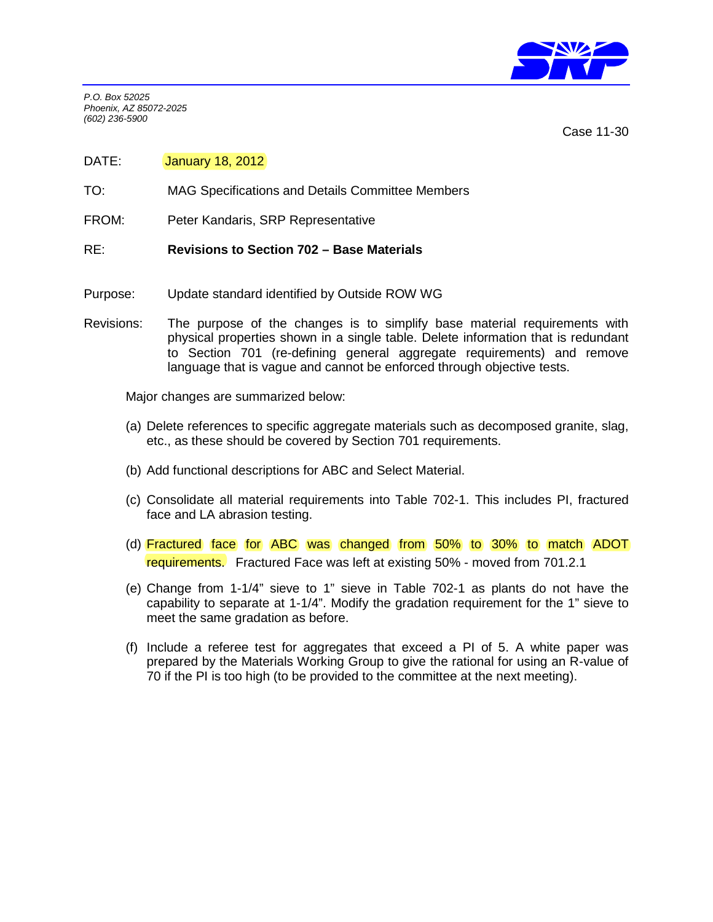P.O. Box 52025
Phoenix, AZ 85072-2025
(602) 236-5900

Case 11-30

DATE: January 18, 2012

TO: MAG Specifications and Details Committee Members

FROM: Peter Kandaris, SRP Representative

RE: **Revisions to Section 702 – Base Materials**

Purpose: Update standard identified by Outside ROW WG

Revisions: The purpose of the changes is to simplify base material requirements with physical properties shown in a single table. Delete information that is redundant to Section 701 (re-defining general aggregate requirements) and remove language that is vague and cannot be enforced through objective tests.

Major changes are summarized below:

(a) Delete references to specific aggregate materials such as decomposed granite, slag, etc., as these should be covered by Section 701 requirements.

(b) Add functional descriptions for ABC and Select Material.

(c) Consolidate all material requirements into Table 702-1. This includes PI, fractured face and LA abrasion testing.

(d) Fractured face for ABC was changed from 50% to 30% to match ADOT requirements. Fractured Face was left at existing 50% - moved from 701.2.1

(e) Change from 1-1/4" sieve to 1" sieve in Table 702-1 as plants do not have the capability to separate at 1-1/4". Modify the gradation requirement for the 1" sieve to meet the same gradation as before.

(f) Include a referee test for aggregates that exceed a PI of 5. A white paper was prepared by the Materials Working Group to give the rational for using an R-value of 70 if the PI is too high (to be provided to the committee at the next meeting).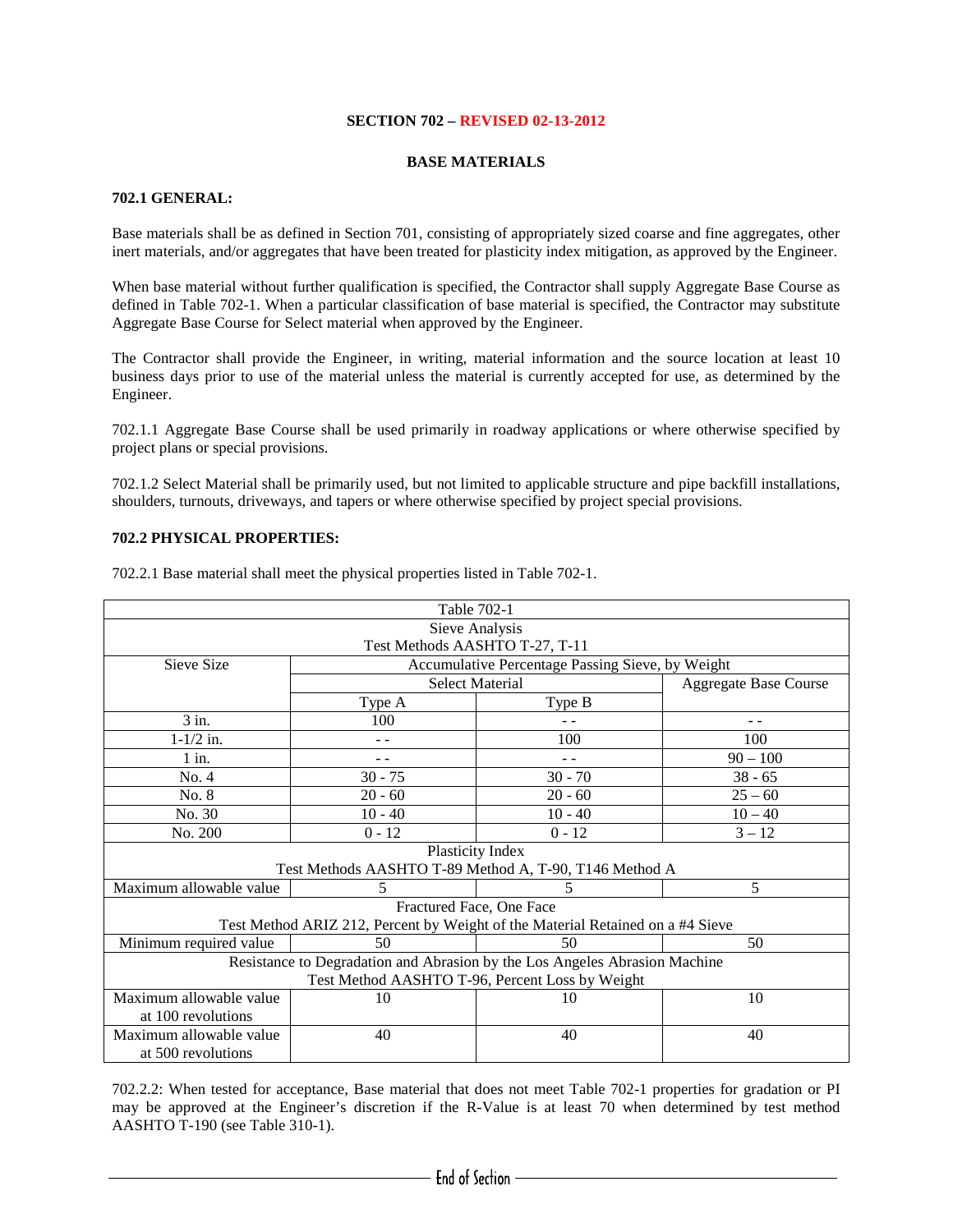**SECTION 702 – REVISED 02-13-2012**

**BASE MATERIALS**

**702.1 GENERAL:**

Base materials shall be as defined in Section 701, consisting of appropriately sized coarse and fine aggregates, other inert materials, and/or aggregates that have been treated for plasticity index mitigation, as approved by the Engineer.

When base material without further qualification is specified, the Contractor shall supply Aggregate Base Course as defined in Table 702-1. When a particular classification of base material is specified, the Contractor may substitute Aggregate Base Course for Select material when approved by the Engineer.

The Contractor shall provide the Engineer, in writing, material information and the source location at least 10 business days prior to use of the material unless the material is currently accepted for use, as determined by the Engineer.

702.1.1 Aggregate Base Course shall be used primarily in roadway applications or where otherwise specified by project plans or special provisions.

702.1.2 Select Material shall be primarily used, but not limited to applicable structure and pipe backfill installations, shoulders, turnouts, driveways, and tapers or where otherwise specified by project special provisions.

**702.2 PHYSICAL PROPERTIES:**

702.2.1 Base material shall meet the physical properties listed in Table 702-1.

| Table 702-1 | | | |
|---|---|---|---|
| Sieve Analysis<br>Test Methods AASHTO T-27, T-11 | | | |
| Sieve Size | Accumulative Percentage Passing Sieve, by Weight | | |
| | Select Material | | Aggregate Base Course |
| | Type A | Type B | |
| 3 in. | 100 | - - | - - |
| 1-1/2 in. | - - | 100 | 100 |
| 1 in. | - - | - - | 90 – 100 |
| No. 4 | 30 - 75 | 30 - 70 | 38 - 65 |
| No. 8 | 20 - 60 | 20 - 60 | 25 – 60 |
| No. 30 | 10 - 40 | 10 - 40 | 10 – 40 |
| No. 200 | 0 - 12 | 0 - 12 | 3 – 12 |
| Plasticity Index<br>Test Methods AASHTO T-89 Method A, T-90, T146 Method A | | | |
| Maximum allowable value | 5 | 5 | 5 |
| Fractured Face, One Face<br>Test Method ARIZ 212, Percent by Weight of the Material Retained on a #4 Sieve | | | |
| Minimum required value | 50 | 50 | 50 |
| Resistance to Degradation and Abrasion by the Los Angeles Abrasion Machine<br>Test Method AASHTO T-96, Percent Loss by Weight | | | |
| Maximum allowable value at 100 revolutions | 10 | 10 | 10 |
| Maximum allowable value at 500 revolutions | 40 | 40 | 40 |

702.2.2: When tested for acceptance, Base material that does not meet Table 702-1 properties for gradation or PI may be approved at the Engineer's discretion if the R-Value is at least 70 when determined by test method AASHTO T-190 (see Table 310-1).

End of Section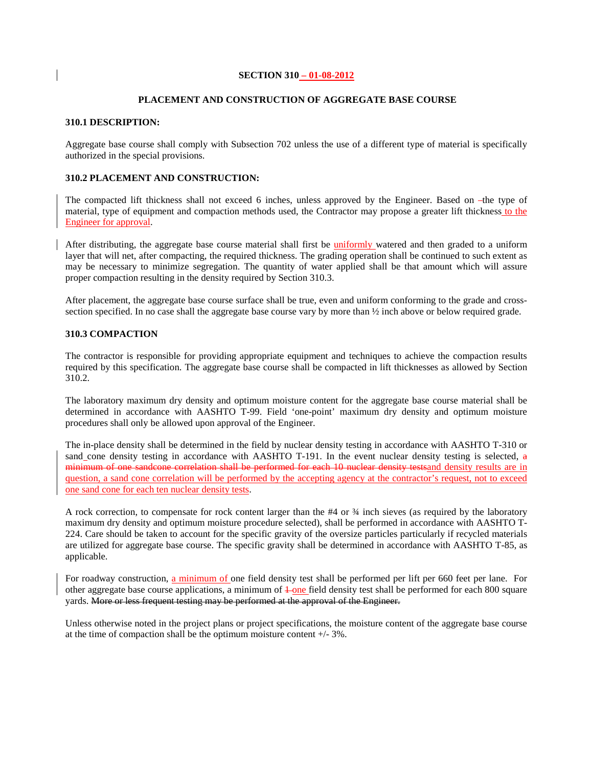**SECTION 310 – 01-08-2012**

**PLACEMENT AND CONSTRUCTION OF AGGREGATE BASE COURSE**

**310.1 DESCRIPTION:**

Aggregate base course shall comply with Subsection 702 unless the use of a different type of material is specifically authorized in the special provisions.

**310.2 PLACEMENT AND CONSTRUCTION:**

The compacted lift thickness shall not exceed 6 inches, unless approved by the Engineer. Based on the type of material, type of equipment and compaction methods used, the Contractor may propose a greater lift thickness to the Engineer for approval.

After distributing, the aggregate base course material shall first be uniformly watered and then graded to a uniform layer that will net, after compacting, the required thickness. The grading operation shall be continued to such extent as may be necessary to minimize segregation. The quantity of water applied shall be that amount which will assure proper compaction resulting in the density required by Section 310.3.

After placement, the aggregate base course surface shall be true, even and uniform conforming to the grade and cross-section specified. In no case shall the aggregate base course vary by more than ½ inch above or below required grade.

**310.3 COMPACTION**

The contractor is responsible for providing appropriate equipment and techniques to achieve the compaction results required by this specification. The aggregate base course shall be compacted in lift thicknesses as allowed by Section 310.2.

The laboratory maximum dry density and optimum moisture content for the aggregate base course material shall be determined in accordance with AASHTO T-99. Field 'one-point' maximum dry density and optimum moisture procedures shall only be allowed upon approval of the Engineer.

The in-place density shall be determined in the field by nuclear density testing in accordance with AASHTO T-310 or sand cone density testing in accordance with AASHTO T-191. In the event nuclear density testing is selected, ~~a minimum of one sandcone correlation shall be performed for each 10 nuclear density tests~~and density results are in question, a sand cone correlation will be performed by the accepting agency at the contractor's request, not to exceed one sand cone for each ten nuclear density tests.

A rock correction, to compensate for rock content larger than the #4 or ¾ inch sieves (as required by the laboratory maximum dry density and optimum moisture procedure selected), shall be performed in accordance with AASHTO T-224. Care should be taken to account for the specific gravity of the oversize particles particularly if recycled materials are utilized for aggregate base course. The specific gravity shall be determined in accordance with AASHTO T-85, as applicable.

For roadway construction, a minimum of one field density test shall be performed per lift per 660 feet per lane. For other aggregate base course applications, a minimum of ~~1~~ one field density test shall be performed for each 800 square yards. ~~More or less frequent testing may be performed at the approval of the Engineer.~~

Unless otherwise noted in the project plans or project specifications, the moisture content of the aggregate base course at the time of compaction shall be the optimum moisture content +/- 3%.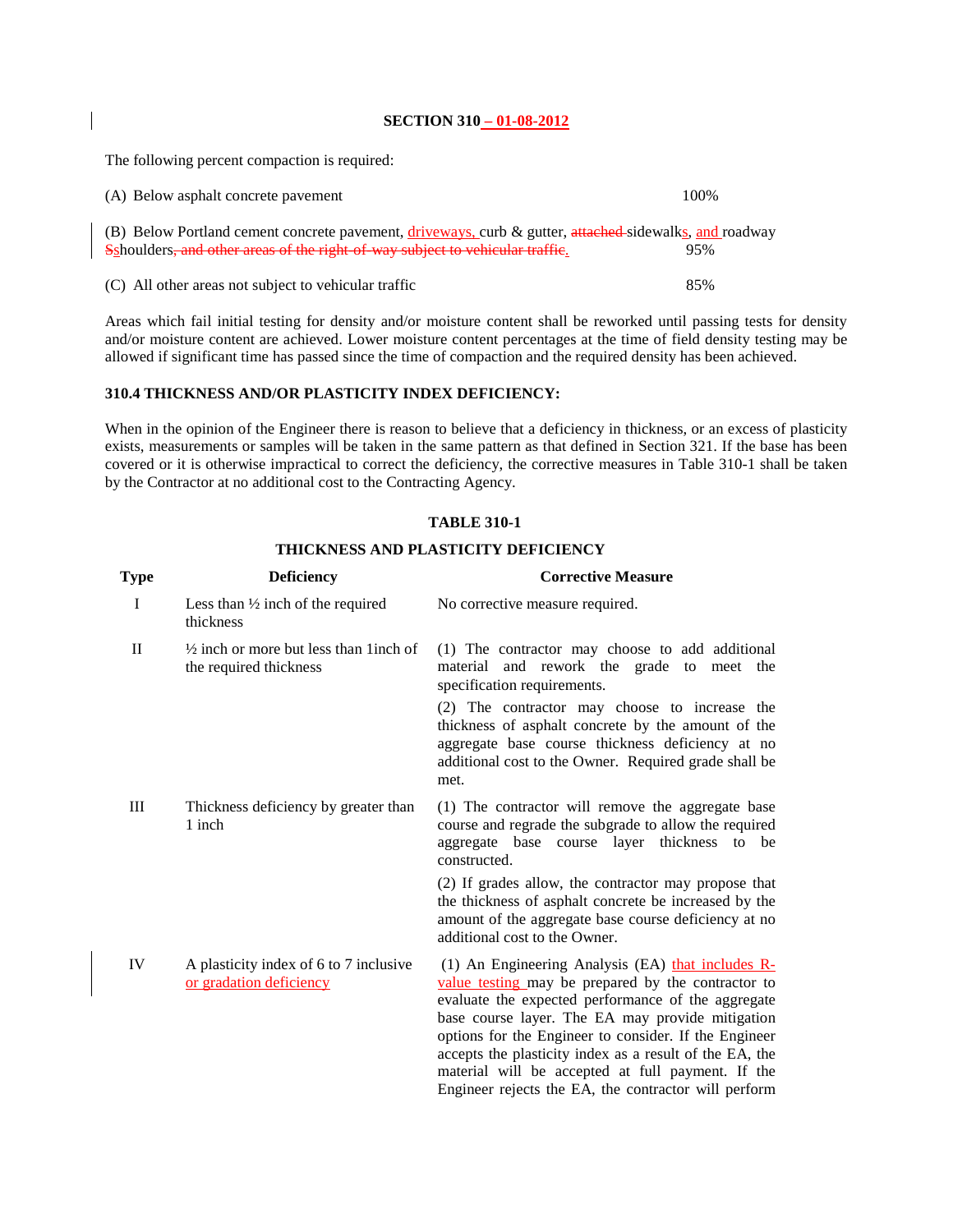**SECTION 310 – 01-08-2012**

The following percent compaction is required:

(A) Below asphalt concrete pavement 100%

(B) Below Portland cement concrete pavement, driveways, curb & gutter, ~~attached~~ sidewalks, and roadway ~~S~~shoulders~~, and other areas of the right-of-way subject to vehicular traffic~~. 95%

(C) All other areas not subject to vehicular traffic 85%

Areas which fail initial testing for density and/or moisture content shall be reworked until passing tests for density and/or moisture content are achieved. Lower moisture content percentages at the time of field density testing may be allowed if significant time has passed since the time of compaction and the required density has been achieved.

## 310.4 THICKNESS AND/OR PLASTICITY INDEX DEFICIENCY:

When in the opinion of the Engineer there is reason to believe that a deficiency in thickness, or an excess of plasticity exists, measurements or samples will be taken in the same pattern as that defined in Section 321. If the base has been covered or it is otherwise impractical to correct the deficiency, the corrective measures in Table 310-1 shall be taken by the Contractor at no additional cost to the Contracting Agency.

**TABLE 310-1**

**THICKNESS AND PLASTICITY DEFICIENCY**

| Type | Deficiency | Corrective Measure |
|---|---|---|
| I | Less than ½ inch of the required thickness | No corrective measure required. |
| II | ½ inch or more but less than 1inch of the required thickness | (1) The contractor may choose to add additional material and rework the grade to meet the specification requirements.<br>(2) The contractor may choose to increase the thickness of asphalt concrete by the amount of the aggregate base course thickness deficiency at no additional cost to the Owner. Required grade shall be met. |
| III | Thickness deficiency by greater than 1 inch | (1) The contractor will remove the aggregate base course and regrade the subgrade to allow the required aggregate base course layer thickness to be constructed.<br>(2) If grades allow, the contractor may propose that the thickness of asphalt concrete be increased by the amount of the aggregate base course deficiency at no additional cost to the Owner. |
| IV | A plasticity index of 6 to 7 inclusive or gradation deficiency | (1) An Engineering Analysis (EA) that includes R-value testing may be prepared by the contractor to evaluate the expected performance of the aggregate base course layer. The EA may provide mitigation options for the Engineer to consider. If the Engineer accepts the plasticity index as a result of the EA, the material will be accepted at full payment. If the Engineer rejects the EA, the contractor will perform |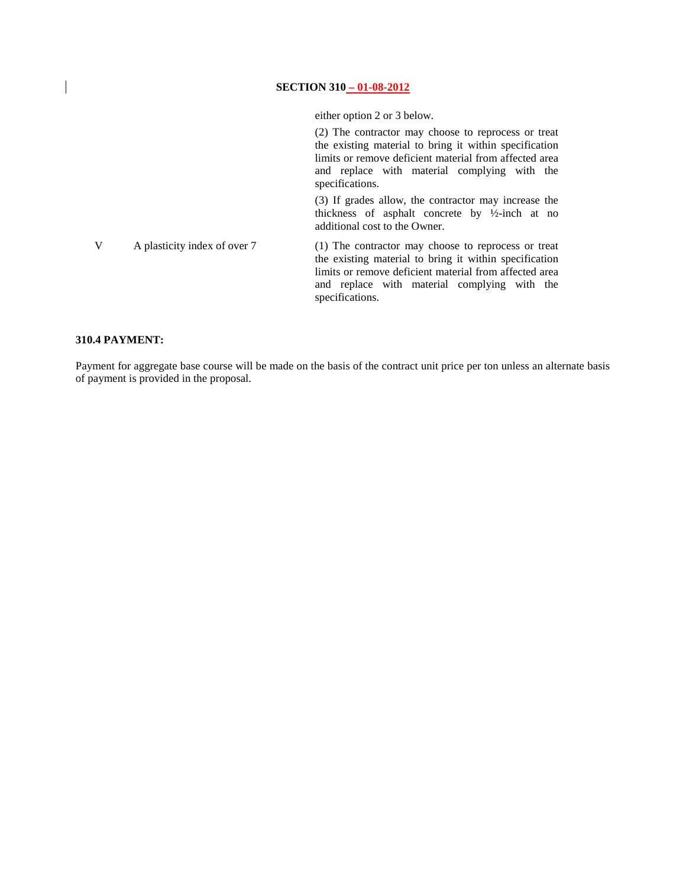| | | |
|---|---|---|
| | | either option 2 or 3 below.<br><br>(2) The contractor may choose to reprocess or treat the existing material to bring it within specification limits or remove deficient material from affected area and replace with material complying with the specifications.<br><br>(3) If grades allow, the contractor may increase the thickness of asphalt concrete by ½-inch at no additional cost to the Owner. |
| V | A plasticity index of over 7 | (1) The contractor may choose to reprocess or treat the existing material to bring it within specification limits or remove deficient material from affected area and replace with material complying with the specifications. |

**310.4 PAYMENT:**

Payment for aggregate base course will be made on the basis of the contract unit price per ton unless an alternate basis of payment is provided in the proposal.